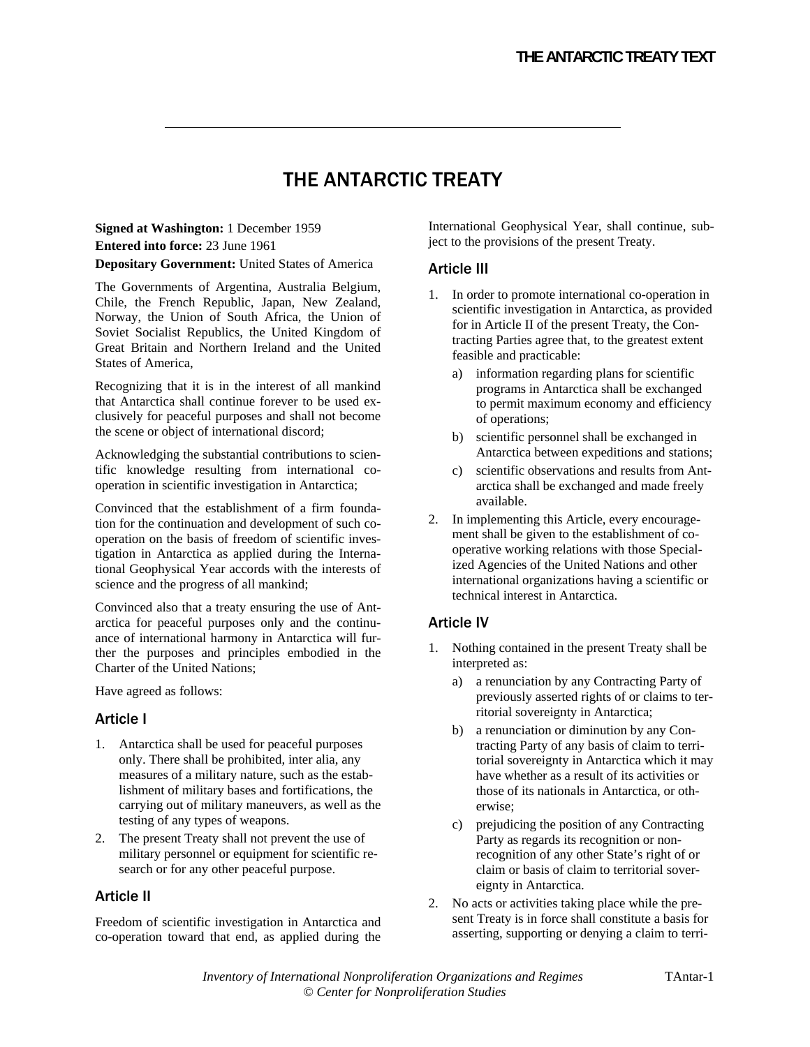# THE ANTARCTIC TREATY

**Signed at Washington:** 1 December 1959

**Entered into force:** 23 June 1961

**Depositary Government:** United States of America

The Governments of Argentina, Australia Belgium, Chile, the French Republic, Japan, New Zealand, Norway, the Union of South Africa, the Union of Soviet Socialist Republics, the United Kingdom of Great Britain and Northern Ireland and the United States of America,

Recognizing that it is in the interest of all mankind that Antarctica shall continue forever to be used exclusively for peaceful purposes and shall not become the scene or object of international discord;

Acknowledging the substantial contributions to scientific knowledge resulting from international co-operation in scientific investigation in Antarctica;

Convinced that the establishment of a firm foundation for the continuation and development of such co-operation on the basis of freedom of scientific investigation in Antarctica as applied during the International Geophysical Year accords with the interests of science and the progress of all mankind;

Convinced also that a treaty ensuring the use of Antarctica for peaceful purposes only and the continuance of international harmony in Antarctica will further the purposes and principles embodied in the Charter of the United Nations;

Have agreed as follows:

## Article I

1. Antarctica shall be used for peaceful purposes only. There shall be prohibited, inter alia, any measures of a military nature, such as the establishment of military bases and fortifications, the carrying out of military maneuvers, as well as the testing of any types of weapons.
2. The present Treaty shall not prevent the use of military personnel or equipment for scientific research or for any other peaceful purpose.

## Article II

Freedom of scientific investigation in Antarctica and co-operation toward that end, as applied during the International Geophysical Year, shall continue, subject to the provisions of the present Treaty.

## Article III

1. In order to promote international co-operation in scientific investigation in Antarctica, as provided for in Article II of the present Treaty, the Contracting Parties agree that, to the greatest extent feasible and practicable:
   a) information regarding plans for scientific programs in Antarctica shall be exchanged to permit maximum economy and efficiency of operations;
   b) scientific personnel shall be exchanged in Antarctica between expeditions and stations;
   c) scientific observations and results from Antarctica shall be exchanged and made freely available.
2. In implementing this Article, every encouragement shall be given to the establishment of co-operative working relations with those Specialized Agencies of the United Nations and other international organizations having a scientific or technical interest in Antarctica.

## Article IV

1. Nothing contained in the present Treaty shall be interpreted as:
   a) a renunciation by any Contracting Party of previously asserted rights of or claims to territorial sovereignty in Antarctica;
   b) a renunciation or diminution by any Contracting Party of any basis of claim to territorial sovereignty in Antarctica which it may have whether as a result of its activities or those of its nationals in Antarctica, or otherwise;
   c) prejudicing the position of any Contracting Party as regards its recognition or non-recognition of any other State's right of or claim or basis of claim to territorial sovereignty in Antarctica.
2. No acts or activities taking place while the present Treaty is in force shall constitute a basis for asserting, supporting or denying a claim to terri-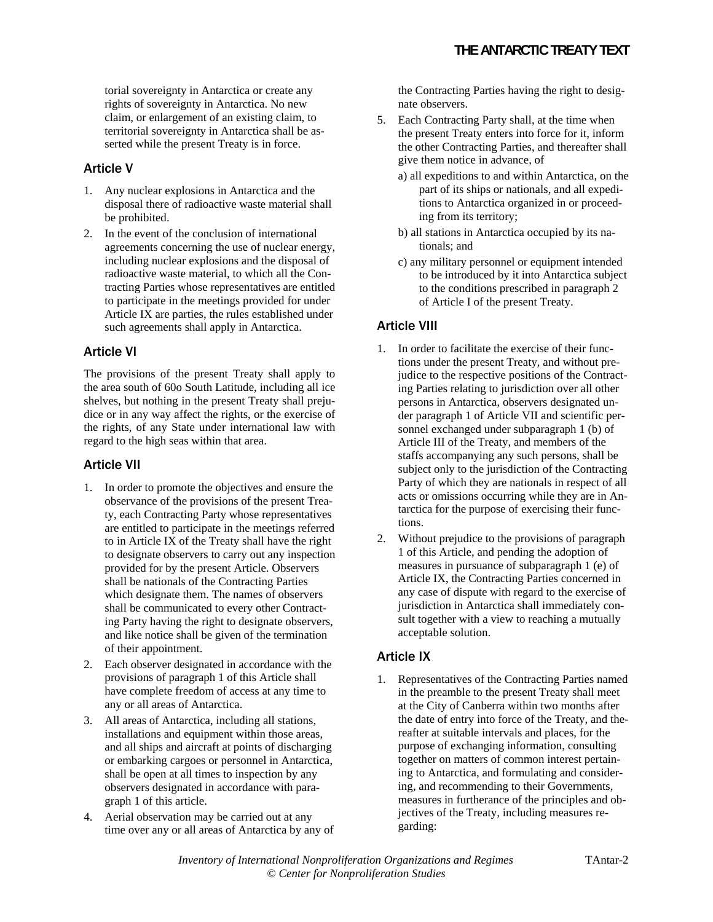torial sovereignty in Antarctica or create any rights of sovereignty in Antarctica. No new claim, or enlargement of an existing claim, to territorial sovereignty in Antarctica shall be asserted while the present Treaty is in force.

## Article V

1. Any nuclear explosions in Antarctica and the disposal there of radioactive waste material shall be prohibited.
2. In the event of the conclusion of international agreements concerning the use of nuclear energy, including nuclear explosions and the disposal of radioactive waste material, to which all the Contracting Parties whose representatives are entitled to participate in the meetings provided for under Article IX are parties, the rules established under such agreements shall apply in Antarctica.

## Article VI

The provisions of the present Treaty shall apply to the area south of 60o South Latitude, including all ice shelves, but nothing in the present Treaty shall prejudice or in any way affect the rights, or the exercise of the rights, of any State under international law with regard to the high seas within that area.

## Article VII

1. In order to promote the objectives and ensure the observance of the provisions of the present Treaty, each Contracting Party whose representatives are entitled to participate in the meetings referred to in Article IX of the Treaty shall have the right to designate observers to carry out any inspection provided for by the present Article. Observers shall be nationals of the Contracting Parties which designate them. The names of observers shall be communicated to every other Contracting Party having the right to designate observers, and like notice shall be given of the termination of their appointment.
2. Each observer designated in accordance with the provisions of paragraph 1 of this Article shall have complete freedom of access at any time to any or all areas of Antarctica.
3. All areas of Antarctica, including all stations, installations and equipment within those areas, and all ships and aircraft at points of discharging or embarking cargoes or personnel in Antarctica, shall be open at all times to inspection by any observers designated in accordance with paragraph 1 of this article.
4. Aerial observation may be carried out at any time over any or all areas of Antarctica by any of the Contracting Parties having the right to designate observers.
5. Each Contracting Party shall, at the time when the present Treaty enters into force for it, inform the other Contracting Parties, and thereafter shall give them notice in advance, of
   a) all expeditions to and within Antarctica, on the part of its ships or nationals, and all expeditions to Antarctica organized in or proceeding from its territory;
   b) all stations in Antarctica occupied by its nationals; and
   c) any military personnel or equipment intended to be introduced by it into Antarctica subject to the conditions prescribed in paragraph 2 of Article I of the present Treaty.

## Article VIII

1. In order to facilitate the exercise of their functions under the present Treaty, and without prejudice to the respective positions of the Contracting Parties relating to jurisdiction over all other persons in Antarctica, observers designated under paragraph 1 of Article VII and scientific personnel exchanged under subparagraph 1 (b) of Article III of the Treaty, and members of the staffs accompanying any such persons, shall be subject only to the jurisdiction of the Contracting Party of which they are nationals in respect of all acts or omissions occurring while they are in Antarctica for the purpose of exercising their functions.
2. Without prejudice to the provisions of paragraph 1 of this Article, and pending the adoption of measures in pursuance of subparagraph 1 (e) of Article IX, the Contracting Parties concerned in any case of dispute with regard to the exercise of jurisdiction in Antarctica shall immediately consult together with a view to reaching a mutually acceptable solution.

## Article IX

1. Representatives of the Contracting Parties named in the preamble to the present Treaty shall meet at the City of Canberra within two months after the date of entry into force of the Treaty, and thereafter at suitable intervals and places, for the purpose of exchanging information, consulting together on matters of common interest pertaining to Antarctica, and formulating and considering, and recommending to their Governments, measures in furtherance of the principles and objectives of the Treaty, including measures regarding: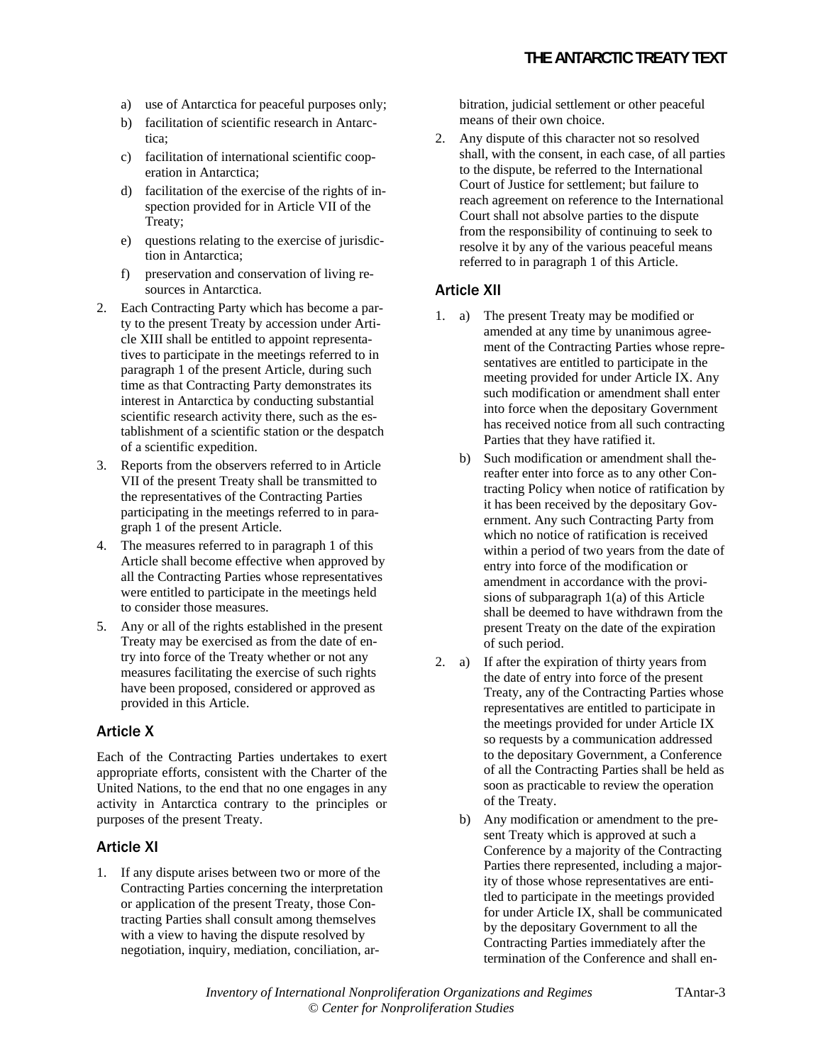a) use of Antarctica for peaceful purposes only;
b) facilitation of scientific research in Antarctica;
c) facilitation of international scientific cooperation in Antarctica;
d) facilitation of the exercise of the rights of inspection provided for in Article VII of the Treaty;
e) questions relating to the exercise of jurisdiction in Antarctica;
f) preservation and conservation of living resources in Antarctica.

2. Each Contracting Party which has become a party to the present Treaty by accession under Article XIII shall be entitled to appoint representatives to participate in the meetings referred to in paragraph 1 of the present Article, during such time as that Contracting Party demonstrates its interest in Antarctica by conducting substantial scientific research activity there, such as the establishment of a scientific station or the despatch of a scientific expedition.
3. Reports from the observers referred to in Article VII of the present Treaty shall be transmitted to the representatives of the Contracting Parties participating in the meetings referred to in paragraph 1 of the present Article.
4. The measures referred to in paragraph 1 of this Article shall become effective when approved by all the Contracting Parties whose representatives were entitled to participate in the meetings held to consider those measures.
5. Any or all of the rights established in the present Treaty may be exercised as from the date of entry into force of the Treaty whether or not any measures facilitating the exercise of such rights have been proposed, considered or approved as provided in this Article.

## Article X

Each of the Contracting Parties undertakes to exert appropriate efforts, consistent with the Charter of the United Nations, to the end that no one engages in any activity in Antarctica contrary to the principles or purposes of the present Treaty.

## Article XI

1. If any dispute arises between two or more of the Contracting Parties concerning the interpretation or application of the present Treaty, those Contracting Parties shall consult among themselves with a view to having the dispute resolved by negotiation, inquiry, mediation, conciliation, arbitration, judicial settlement or other peaceful means of their own choice.
2. Any dispute of this character not so resolved shall, with the consent, in each case, of all parties to the dispute, be referred to the International Court of Justice for settlement; but failure to reach agreement on reference to the International Court shall not absolve parties to the dispute from the responsibility of continuing to seek to resolve it by any of the various peaceful means referred to in paragraph 1 of this Article.

## Article XII

1. a) The present Treaty may be modified or amended at any time by unanimous agreement of the Contracting Parties whose representatives are entitled to participate in the meeting provided for under Article IX. Any such modification or amendment shall enter into force when the depositary Government has received notice from all such contracting Parties that they have ratified it.
   b) Such modification or amendment shall thereafter enter into force as to any other Contracting Policy when notice of ratification by it has been received by the depositary Government. Any such Contracting Party from which no notice of ratification is received within a period of two years from the date of entry into force of the modification or amendment in accordance with the provisions of subparagraph 1(a) of this Article shall be deemed to have withdrawn from the present Treaty on the date of the expiration of such period.
2. a) If after the expiration of thirty years from the date of entry into force of the present Treaty, any of the Contracting Parties whose representatives are entitled to participate in the meetings provided for under Article IX so requests by a communication addressed to the depositary Government, a Conference of all the Contracting Parties shall be held as soon as practicable to review the operation of the Treaty.
   b) Any modification or amendment to the present Treaty which is approved at such a Conference by a majority of the Contracting Parties there represented, including a majority of those whose representatives are entitled to participate in the meetings provided for under Article IX, shall be communicated by the depositary Government to all the Contracting Parties immediately after the termination of the Conference and shall en-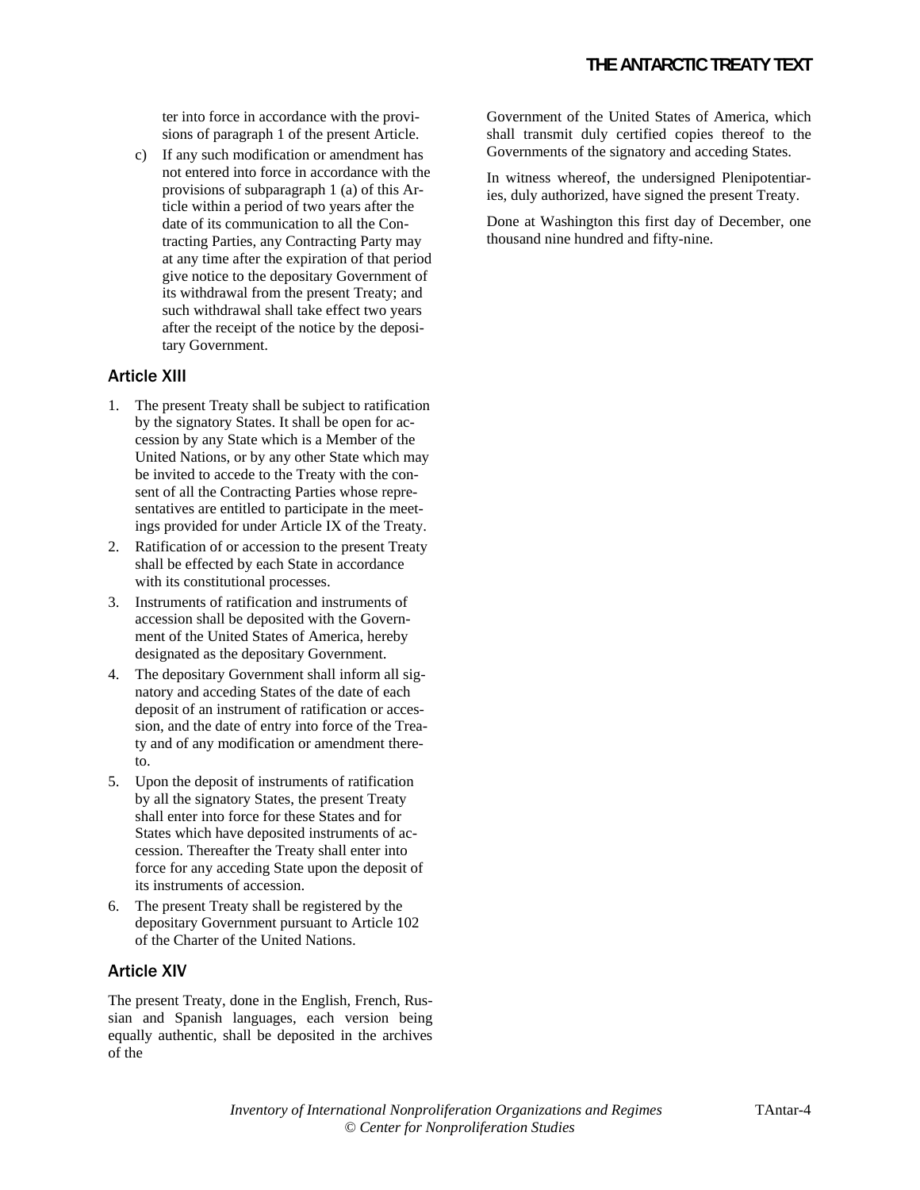ter into force in accordance with the provisions of paragraph 1 of the present Article.

c) If any such modification or amendment has not entered into force in accordance with the provisions of subparagraph 1 (a) of this Article within a period of two years after the date of its communication to all the Contracting Parties, any Contracting Party may at any time after the expiration of that period give notice to the depositary Government of its withdrawal from the present Treaty; and such withdrawal shall take effect two years after the receipt of the notice by the depositary Government.

### Article XIII

1. The present Treaty shall be subject to ratification by the signatory States. It shall be open for accession by any State which is a Member of the United Nations, or by any other State which may be invited to accede to the Treaty with the consent of all the Contracting Parties whose representatives are entitled to participate in the meetings provided for under Article IX of the Treaty.
2. Ratification of or accession to the present Treaty shall be effected by each State in accordance with its constitutional processes.
3. Instruments of ratification and instruments of accession shall be deposited with the Government of the United States of America, hereby designated as the depositary Government.
4. The depositary Government shall inform all signatory and acceding States of the date of each deposit of an instrument of ratification or accession, and the date of entry into force of the Treaty and of any modification or amendment thereto.
5. Upon the deposit of instruments of ratification by all the signatory States, the present Treaty shall enter into force for these States and for States which have deposited instruments of accession. Thereafter the Treaty shall enter into force for any acceding State upon the deposit of its instruments of accession.
6. The present Treaty shall be registered by the depositary Government pursuant to Article 102 of the Charter of the United Nations.

### Article XIV

The present Treaty, done in the English, French, Russian and Spanish languages, each version being equally authentic, shall be deposited in the archives of the Government of the United States of America, which shall transmit duly certified copies thereof to the Governments of the signatory and acceding States.

In witness whereof, the undersigned Plenipotentiaries, duly authorized, have signed the present Treaty.

Done at Washington this first day of December, one thousand nine hundred and fifty-nine.